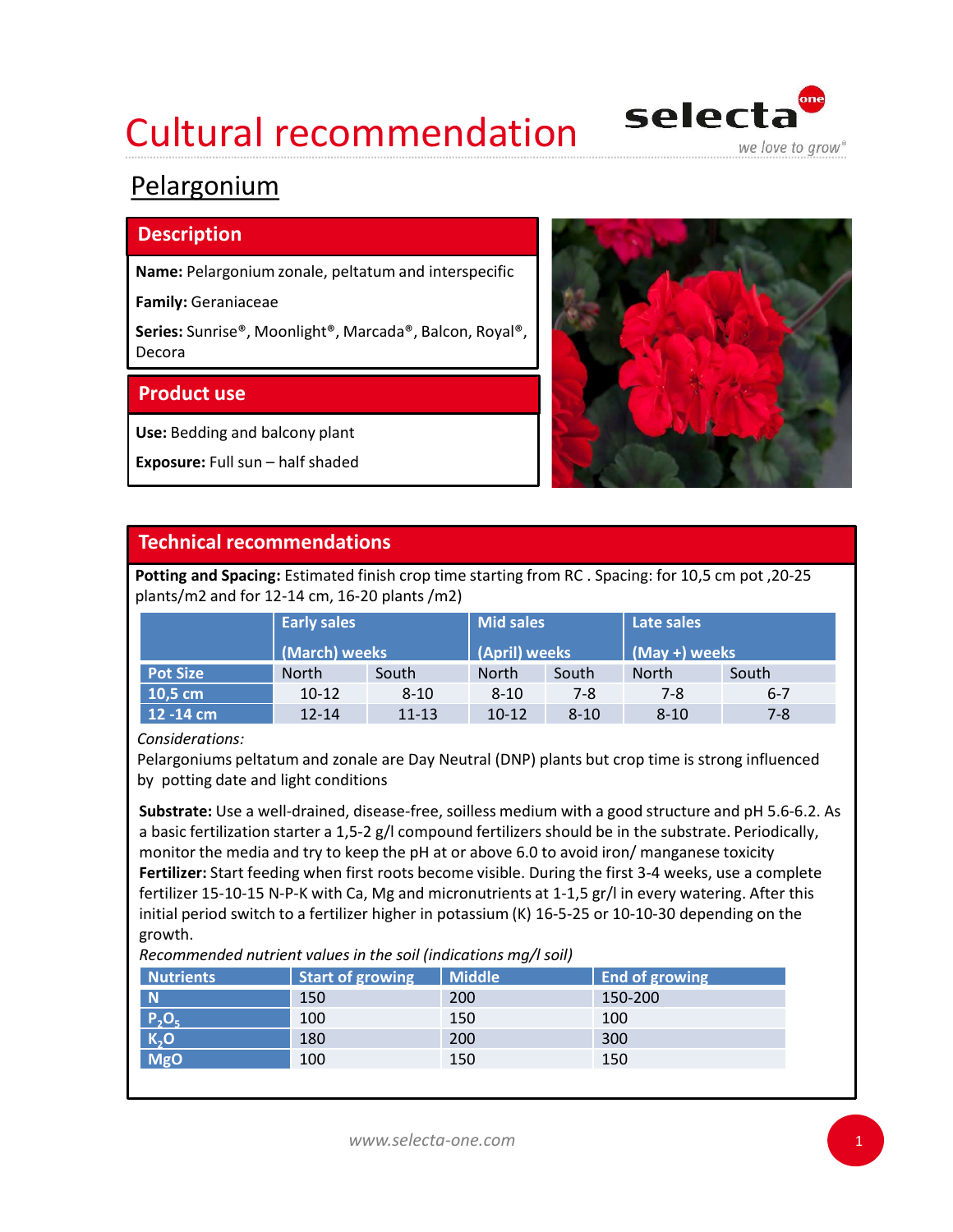# Cultural recommendation

## Pelargonium

### Description

**Name:** Pelargonium zonale, peltatum and interspecific

**Family:** Geraniaceae

**Series:** Sunrise®, Moonlight®, Marcada®, Balcon, Royal®, Decora

### Product use

**Use:** Bedding and balcony plant

**Exposure:** Full sun – half shaded

### Technical recommendations

**Potting and Spacing:** Estimated finish crop time starting from RC . Spacing: for 10,5 cm pot ,20-25 plants/m2 and for 12-14 cm, 16-20 plants /m2)

| | Early sales (March) weeks | | Mid sales (April) weeks | | Late sales (May +) weeks | |
|---|---|---|---|---|---|---|
| **Pot Size** | North | South | North | South | North | South |
| **10,5 cm** | 10-12 | 8-10 | 8-10 | 7-8 | 7-8 | 6-7 |
| **12 -14 cm** | 12-14 | 11-13 | 10-12 | 8-10 | 8-10 | 7-8 |

*Considerations:*

Pelargoniums peltatum and zonale are Day Neutral (DNP) plants but crop time is strong influenced by potting date and light conditions

**Substrate:** Use a well-drained, disease-free, soilless medium with a good structure and pH 5.6-6.2. As a basic fertilization starter a 1,5-2 g/l compound fertilizers should be in the substrate. Periodically, monitor the media and try to keep the pH at or above 6.0 to avoid iron/ manganese toxicity

**Fertilizer:** Start feeding when first roots become visible. During the first 3-4 weeks, use a complete fertilizer 15-10-15 N-P-K with Ca, Mg and micronutrients at 1-1,5 gr/l in every watering. After this initial period switch to a fertilizer higher in potassium (K) 16-5-25 or 10-10-30 depending on the growth.

*Recommended nutrient values in the soil (indications mg/l soil)*

| Nutrients | Start of growing | Middle | End of growing |
|---|---|---|---|
| N | 150 | 200 | 150-200 |
| $P_2O_5$ | 100 | 150 | 100 |
| $K_2O$ | 180 | 200 | 300 |
| MgO | 100 | 150 | 150 |

www.selecta-one.com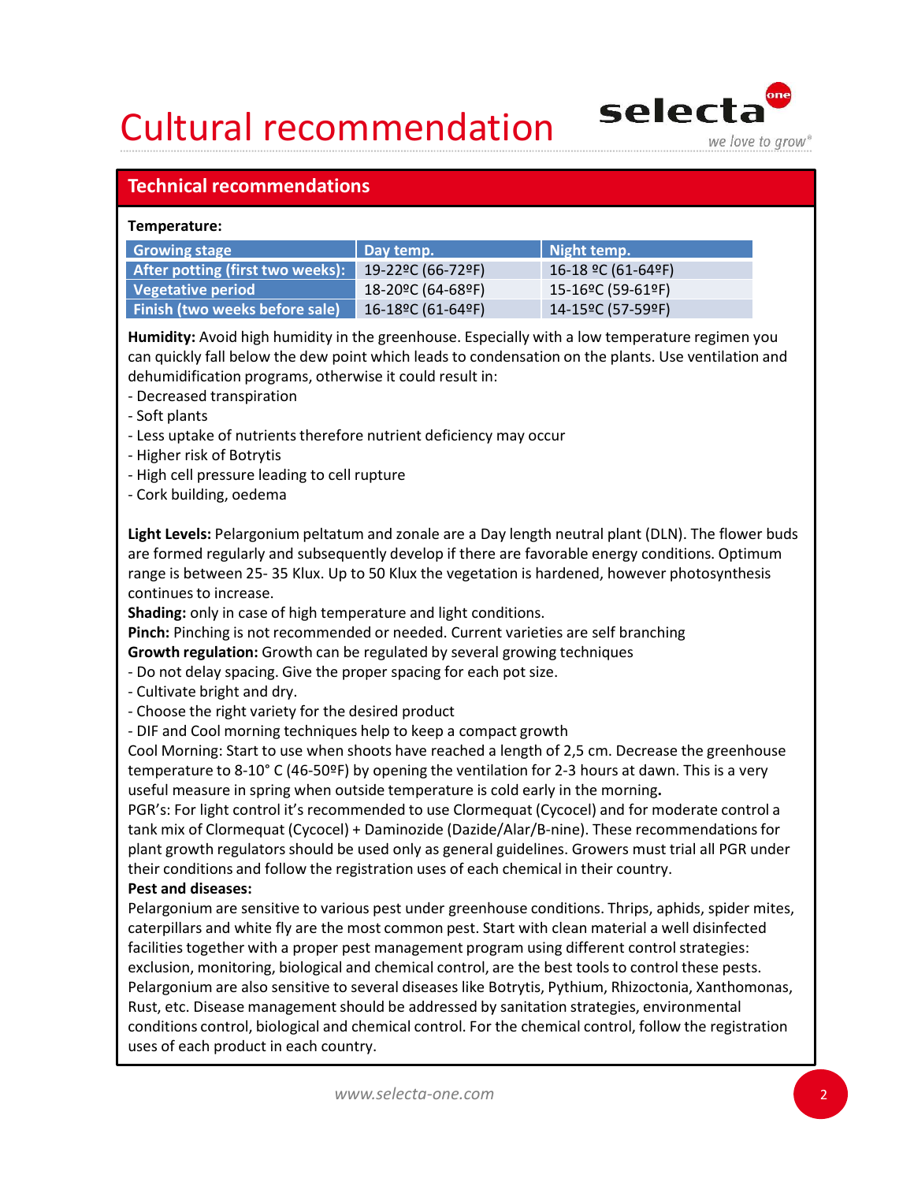# Cultural recommendation

## Technical recommendations

**Temperature:**

| Growing stage | Day temp. | Night temp. |
|---|---|---|
| After potting (first two weeks): | 19-22ºC (66-72ºF) | 16-18 ºC (61-64ºF) |
| Vegetative period | 18-20ºC (64-68ºF) | 15-16ºC (59-61ºF) |
| Finish (two weeks before sale) | 16-18ºC (61-64ºF) | 14-15ºC (57-59ºF) |

**Humidity:** Avoid high humidity in the greenhouse. Especially with a low temperature regimen you can quickly fall below the dew point which leads to condensation on the plants. Use ventilation and dehumidification programs, otherwise it could result in:

- Decreased transpiration
- Soft plants
- Less uptake of nutrients therefore nutrient deficiency may occur
- Higher risk of Botrytis
- High cell pressure leading to cell rupture
- Cork building, oedema

**Light Levels:** Pelargonium peltatum and zonale are a Day length neutral plant (DLN). The flower buds are formed regularly and subsequently develop if there are favorable energy conditions. Optimum range is between 25- 35 Klux. Up to 50 Klux the vegetation is hardened, however photosynthesis continues to increase.

**Shading:** only in case of high temperature and light conditions.

**Pinch:** Pinching is not recommended or needed. Current varieties are self branching

**Growth regulation:** Growth can be regulated by several growing techniques

- Do not delay spacing. Give the proper spacing for each pot size.
- Cultivate bright and dry.
- Choose the right variety for the desired product
- DIF and Cool morning techniques help to keep a compact growth

Cool Morning: Start to use when shoots have reached a length of 2,5 cm. Decrease the greenhouse temperature to 8-10° C (46-50ºF) by opening the ventilation for 2-3 hours at dawn. This is a very useful measure in spring when outside temperature is cold early in the morning**.**

PGR's: For light control it's recommended to use Clormequat (Cycocel) and for moderate control a tank mix of Clormequat (Cycocel) + Daminozide (Dazide/Alar/B-nine). These recommendations for plant growth regulators should be used only as general guidelines. Growers must trial all PGR under their conditions and follow the registration uses of each chemical in their country.

**Pest and diseases:**

Pelargonium are sensitive to various pest under greenhouse conditions. Thrips, aphids, spider mites, caterpillars and white fly are the most common pest. Start with clean material a well disinfected facilities together with a proper pest management program using different control strategies: exclusion, monitoring, biological and chemical control, are the best tools to control these pests. Pelargonium are also sensitive to several diseases like Botrytis, Pythium, Rhizoctonia, Xanthomonas, Rust, etc. Disease management should be addressed by sanitation strategies, environmental conditions control, biological and chemical control. For the chemical control, follow the registration uses of each product in each country.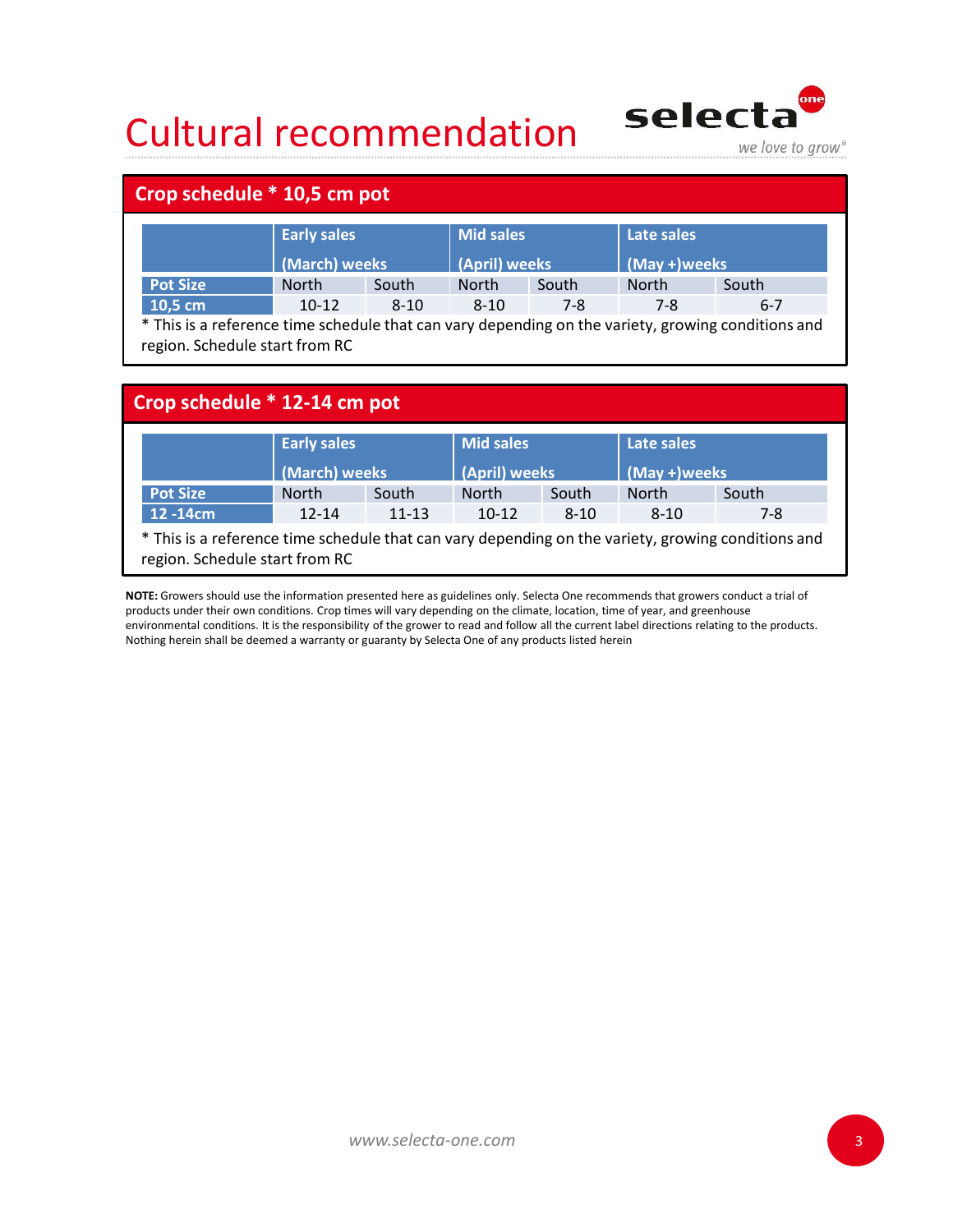# Cultural recommendation

## Crop schedule * 10,5 cm pot

| | Early sales (March) weeks | | Mid sales (April) weeks | | Late sales (May +)weeks | |
|---|---|---|---|---|---|---|
| Pot Size | North | South | North | South | North | South |
| 10,5 cm | 10-12 | 8-10 | 8-10 | 7-8 | 7-8 | 6-7 |

* This is a reference time schedule that can vary depending on the variety, growing conditions and region. Schedule start from RC

## Crop schedule * 12-14 cm pot

| | Early sales (March) weeks | | Mid sales (April) weeks | | Late sales (May +)weeks | |
|---|---|---|---|---|---|---|
| Pot Size | North | South | North | South | North | South |
| 12 -14cm | 12-14 | 11-13 | 10-12 | 8-10 | 8-10 | 7-8 |

* This is a reference time schedule that can vary depending on the variety, growing conditions and region. Schedule start from RC

**NOTE:** Growers should use the information presented here as guidelines only. Selecta One recommends that growers conduct a trial of products under their own conditions. Crop times will vary depending on the climate, location, time of year, and greenhouse environmental conditions. It is the responsibility of the grower to read and follow all the current label directions relating to the products. Nothing herein shall be deemed a warranty or guaranty by Selecta One of any products listed herein

www.selecta-one.com